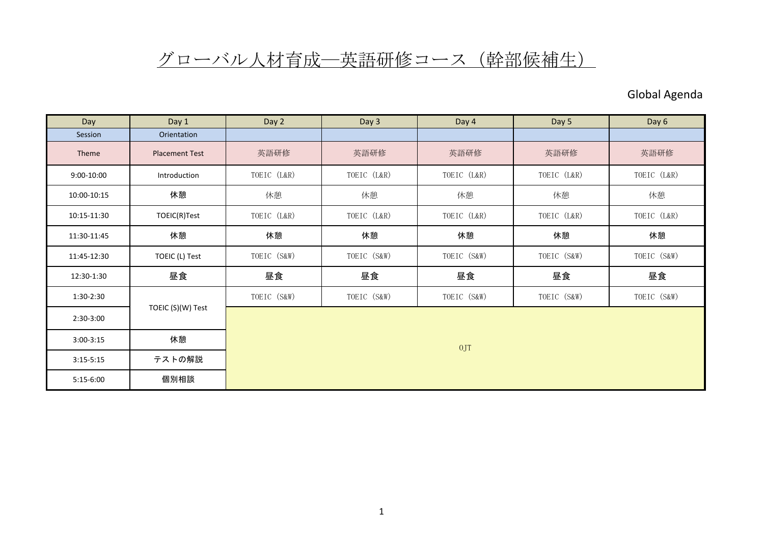# グローバル人材育成―英語研修コース（幹部候補生）

Global Agenda

| Day | Day 1 | Day 2 | Day 3 | Day 4 | Day 5 | Day 6 |
|---|---|---|---|---|---|---|
| Session | Orientation | | | | | |
| Theme | Placement Test | 英語研修 | 英語研修 | 英語研修 | 英語研修 | 英語研修 |
| 9:00-10:00 | Introduction | TOEIC (L&R) | TOEIC (L&R) | TOEIC (L&R) | TOEIC (L&R) | TOEIC (L&R) |
| 10:00-10:15 | 休憩 | 休憩 | 休憩 | 休憩 | 休憩 | 休憩 |
| 10:15-11:30 | TOEIC(R)Test | TOEIC (L&R) | TOEIC (L&R) | TOEIC (L&R) | TOEIC (L&R) | TOEIC (L&R) |
| 11:30-11:45 | 休憩 | 休憩 | 休憩 | 休憩 | 休憩 | 休憩 |
| 11:45-12:30 | TOEIC (L) Test | TOEIC (S&W) | TOEIC (S&W) | TOEIC (S&W) | TOEIC (S&W) | TOEIC (S&W) |
| 12:30-1:30 | 昼食 | 昼食 | 昼食 | 昼食 | 昼食 | 昼食 |
| 1:30-2:30 | TOEIC (S)(W) Test | TOEIC (S&W) | TOEIC (S&W) | TOEIC (S&W) | TOEIC (S&W) | TOEIC (S&W) |
| 2:30-3:00 | | OJT | | | | |
| 3:00-3:15 | 休憩 | | | | | |
| 3:15-5:15 | テストの解説 | | | | | |
| 5:15-6:00 | 個別相談 | | | | | |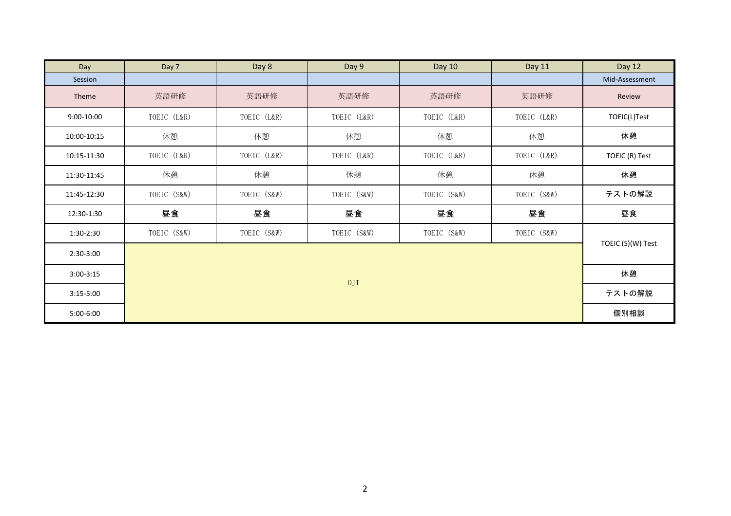| Day | Day 7 | Day 8 | Day 9 | Day 10 | Day 11 | Day 12 |
|---|---|---|---|---|---|---|
| Session | | | | | | Mid-Assessment |
| Theme | 英語研修 | 英語研修 | 英語研修 | 英語研修 | 英語研修 | Review |
| 9:00-10:00 | TOEIC (L&R) | TOEIC (L&R) | TOEIC (L&R) | TOEIC (L&R) | TOEIC (L&R) | TOEIC(L)Test |
| 10:00-10:15 | 休憩 | 休憩 | 休憩 | 休憩 | 休憩 | 休憩 |
| 10:15-11:30 | TOEIC (L&R) | TOEIC (L&R) | TOEIC (L&R) | TOEIC (L&R) | TOEIC (L&R) | TOEIC (R) Test |
| 11:30-11:45 | 休憩 | 休憩 | 休憩 | 休憩 | 休憩 | 休憩 |
| 11:45-12:30 | TOEIC (S&W) | TOEIC (S&W) | TOEIC (S&W) | TOEIC (S&W) | TOEIC (S&W) | テストの解説 |
| 12:30-1:30 | 昼食 | 昼食 | 昼食 | 昼食 | 昼食 | 昼食 |
| 1:30-2:30 | TOEIC (S&W) | TOEIC (S&W) | TOEIC (S&W) | TOEIC (S&W) | TOEIC (S&W) | TOEIC (S)(W) Test |
| 2:30-3:00 | OJT | | | | | |
| 3:00-3:15 | | | | | | 休憩 |
| 3:15-5:00 | | | | | | テストの解説 |
| 5:00-6:00 | | | | | | 個別相談 |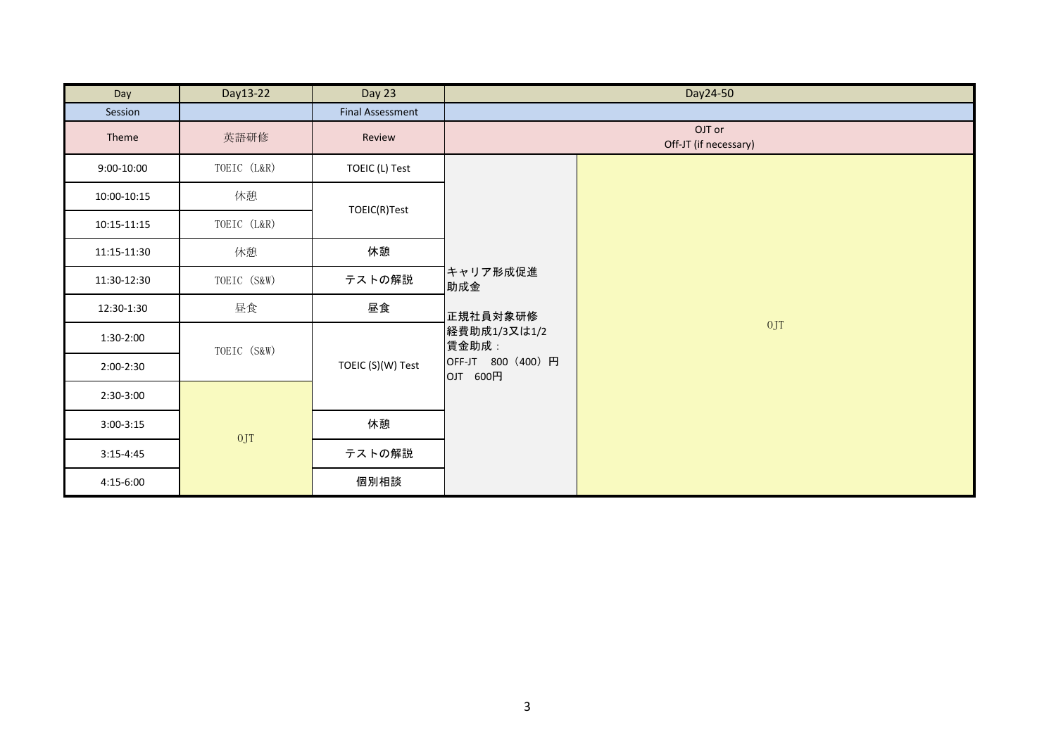| Day | Day13-22 | Day 23 | Day24-50 | |
|---|---|---|---|---|
| Session | | Final Assessment | | |
| Theme | 英語研修 | Review | OJT or Off-JT (if necessary) | |
| 9:00-10:00 | TOEIC (L&R) | TOEIC (L) Test | キャリア形成促進助成金<br><br>正規社員対象研修<br>経費助成1/3又は1/2<br>賃金助成：<br>OFF-JT　800（400）円<br>OJT　600円 | OJT |
| 10:00-10:15 | 休憩 | TOEIC(R)Test | | |
| 10:15-11:15 | TOEIC (L&R) | | | |
| 11:15-11:30 | 休憩 | 休憩 | | |
| 11:30-12:30 | TOEIC (S&W) | テストの解説 | | |
| 12:30-1:30 | 昼食 | 昼食 | | |
| 1:30-2:00 | TOEIC (S&W) | TOEIC (S)(W) Test | | |
| 2:00-2:30 | | | | |
| 2:30-3:00 | OJT | | | |
| 3:00-3:15 | | 休憩 | | |
| 3:15-4:45 | | テストの解説 | | |
| 4:15-6:00 | | 個別相談 | | |